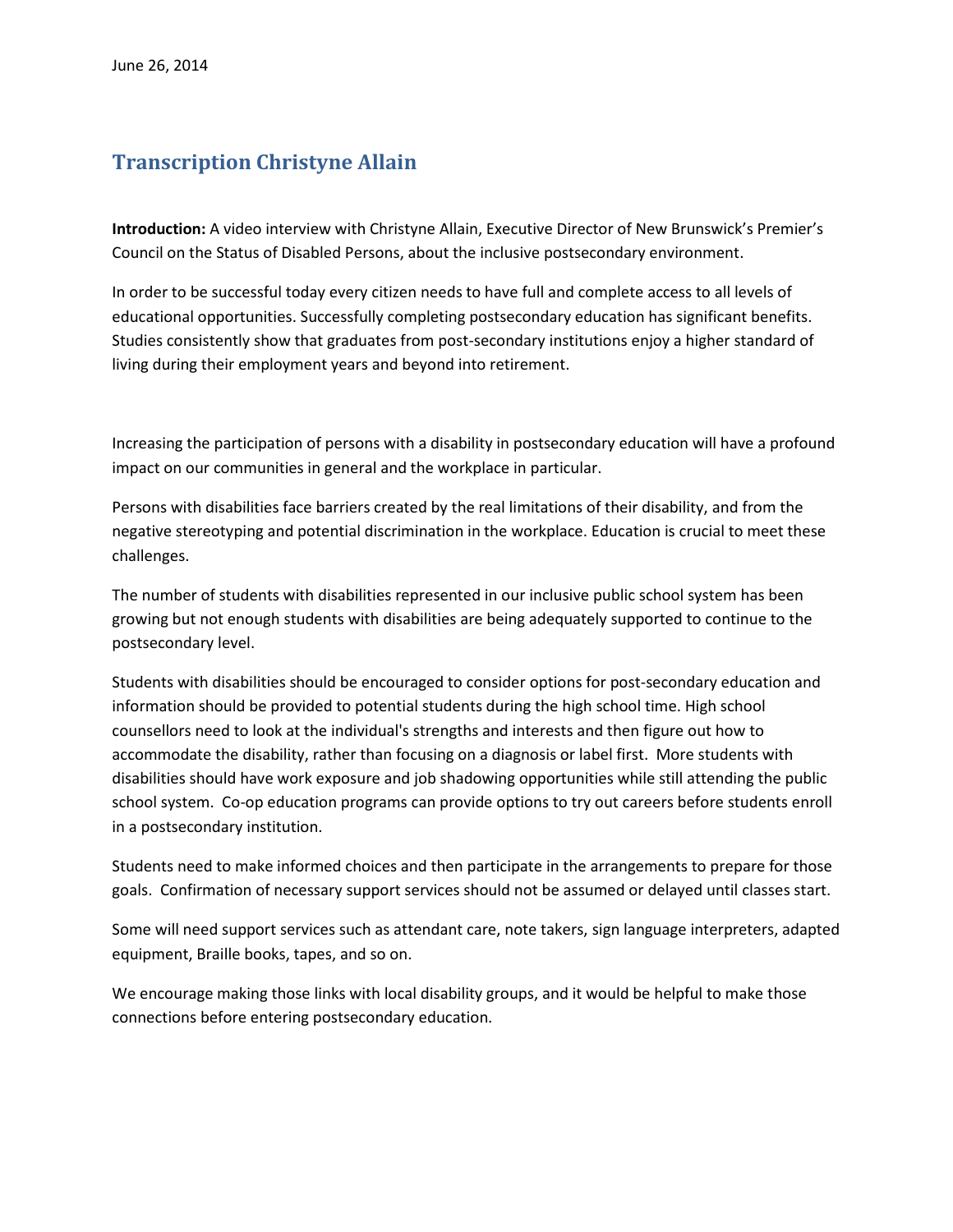June 26, 2014

# Transcription Christyne Allain

**Introduction:** A video interview with Christyne Allain, Executive Director of New Brunswick's Premier's Council on the Status of Disabled Persons, about the inclusive postsecondary environment.

In order to be successful today every citizen needs to have full and complete access to all levels of educational opportunities. Successfully completing postsecondary education has significant benefits. Studies consistently show that graduates from post-secondary institutions enjoy a higher standard of living during their employment years and beyond into retirement.

Increasing the participation of persons with a disability in postsecondary education will have a profound impact on our communities in general and the workplace in particular.

Persons with disabilities face barriers created by the real limitations of their disability, and from the negative stereotyping and potential discrimination in the workplace. Education is crucial to meet these challenges.

The number of students with disabilities represented in our inclusive public school system has been growing but not enough students with disabilities are being adequately supported to continue to the postsecondary level.

Students with disabilities should be encouraged to consider options for post-secondary education and information should be provided to potential students during the high school time. High school counsellors need to look at the individual's strengths and interests and then figure out how to accommodate the disability, rather than focusing on a diagnosis or label first. More students with disabilities should have work exposure and job shadowing opportunities while still attending the public school system. Co-op education programs can provide options to try out careers before students enroll in a postsecondary institution.

Students need to make informed choices and then participate in the arrangements to prepare for those goals. Confirmation of necessary support services should not be assumed or delayed until classes start.

Some will need support services such as attendant care, note takers, sign language interpreters, adapted equipment, Braille books, tapes, and so on.

We encourage making those links with local disability groups, and it would be helpful to make those connections before entering postsecondary education.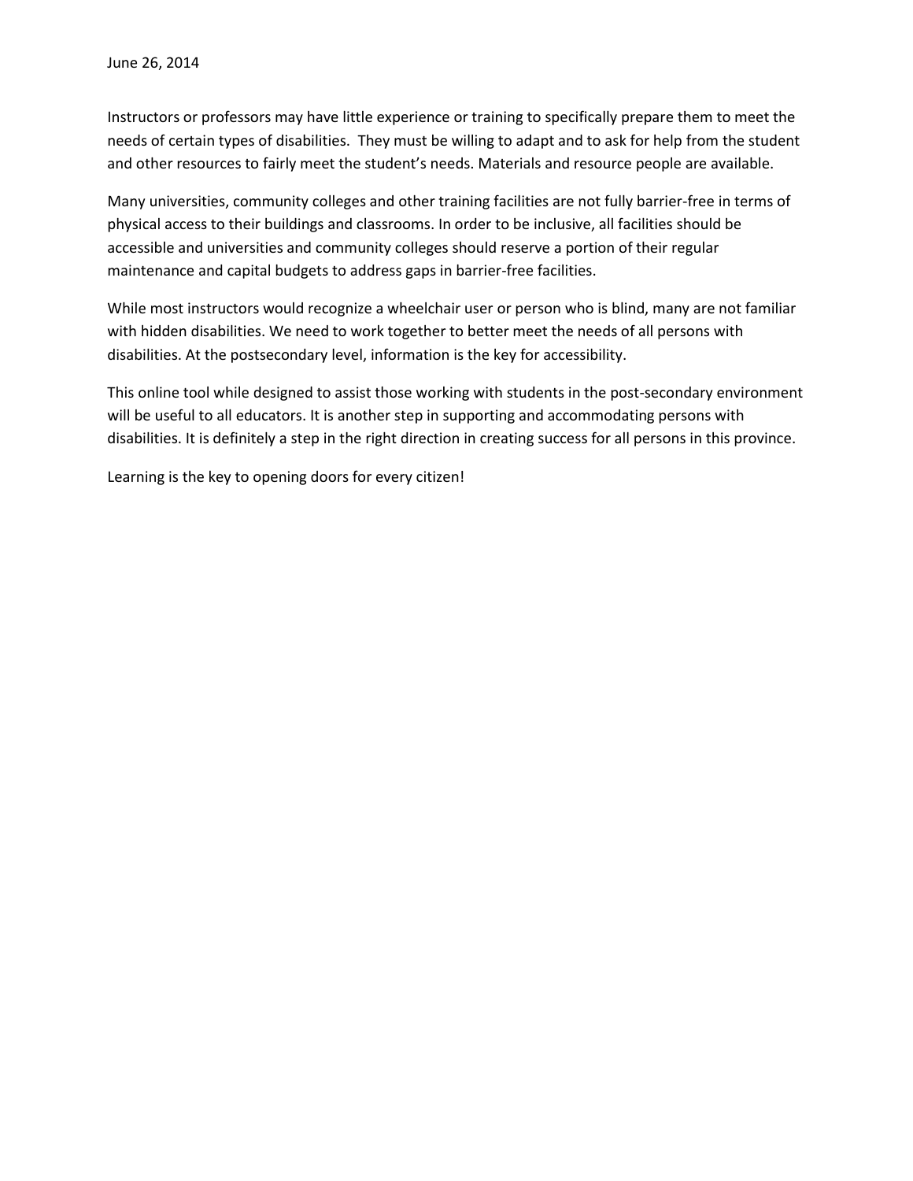June 26, 2014

Instructors or professors may have little experience or training to specifically prepare them to meet the needs of certain types of disabilities. They must be willing to adapt and to ask for help from the student and other resources to fairly meet the student's needs. Materials and resource people are available.

Many universities, community colleges and other training facilities are not fully barrier-free in terms of physical access to their buildings and classrooms. In order to be inclusive, all facilities should be accessible and universities and community colleges should reserve a portion of their regular maintenance and capital budgets to address gaps in barrier-free facilities.

While most instructors would recognize a wheelchair user or person who is blind, many are not familiar with hidden disabilities. We need to work together to better meet the needs of all persons with disabilities. At the postsecondary level, information is the key for accessibility.

This online tool while designed to assist those working with students in the post-secondary environment will be useful to all educators. It is another step in supporting and accommodating persons with disabilities. It is definitely a step in the right direction in creating success for all persons in this province.

Learning is the key to opening doors for every citizen!